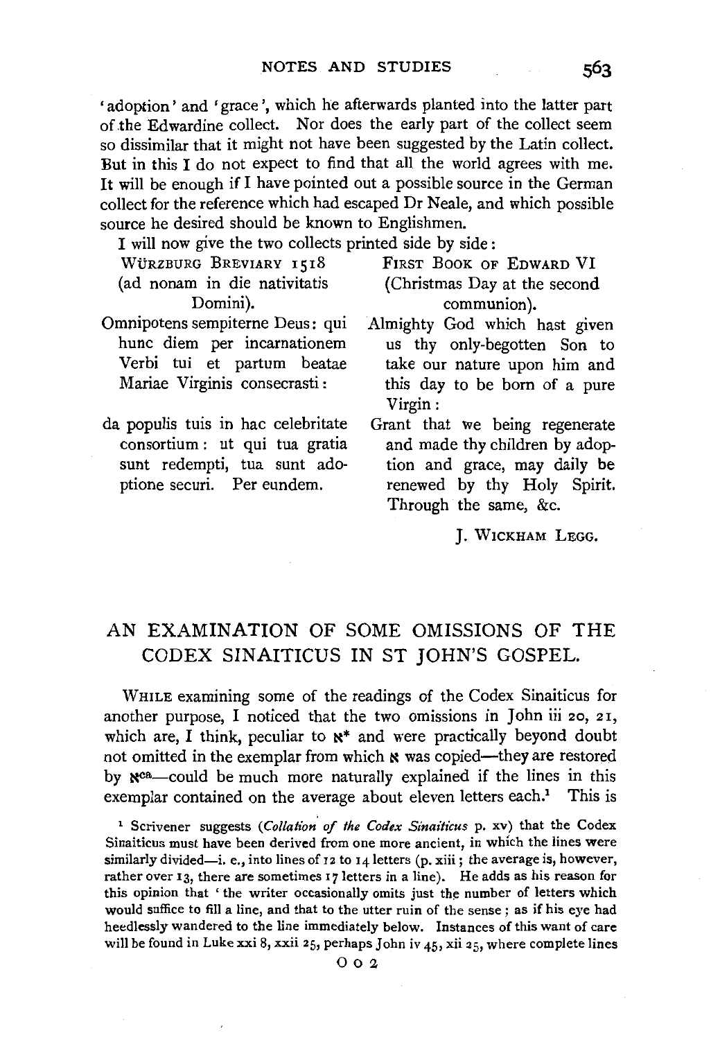'adoption' and 'grace', which he afterwards planted into the latter part of the Edwardine collect. Nor does the early part of the collect seem so dissimilar that it might not have been suggested by the Latin collect. But in this I do not expect to find that all the world agrees with me. It will be enough if I have pointed out a possible source in the German collect for the reference which had escaped Dr Neale, and which possible source he desired should be known to Englishmen.

I will now give the two collects printed side by side:

| WÜRZBURG BREVIARY 1518 (ad nonam in die nativitatis Domini). | FIRST BOOK OF EDWARD VI (Christmas Day at the second communion). |
| --- | --- |
| Omnipotens sempiterne Deus: qui hunc diem per incarnationem Verbi tui et partum beatae Mariae Virginis consecrasti: | Almighty God which hast given us thy only-begotten Son to take our nature upon him and this day to be born of a pure Virgin: |
| da populis tuis in hac celebritate consortium: ut qui tua gratia sunt redempti, tua sunt adoptione securi. Per eundem. | Grant that we being regenerate and made thy children by adoption and grace, may daily be renewed by thy Holy Spirit. Through the same, &c. |

J. WICKHAM LEGG.

## AN EXAMINATION OF SOME OMISSIONS OF THE CODEX SINAITICUS IN ST JOHN'S GOSPEL.

WHILE examining some of the readings of the Codex Sinaiticus for another purpose, I noticed that the two omissions in John iii 20, 21, which are, I think, peculiar to ℵ* and were practically beyond doubt not omitted in the exemplar from which ℵ was copied—they are restored by ℵ[ca]—could be much more naturally explained if the lines in this exemplar contained on the average about eleven letters each.[1] This is

[1] Scrivener suggests (*Collation of the Codex Sinaiticus* p. xv) that the Codex Sinaiticus must have been derived from one more ancient, in which the lines were similarly divided—i. e., into lines of 12 to 14 letters (p. xiii; the average is, however, rather over 13, there are sometimes 17 letters in a line). He adds as his reason for this opinion that 'the writer occasionally omits just the number of letters which would suffice to fill a line, and that to the utter ruin of the sense; as if his eye had heedlessly wandered to the line immediately below. Instances of this want of care will be found in Luke xxi 8, xxii 25, perhaps John iv 45, xii 25, where complete lines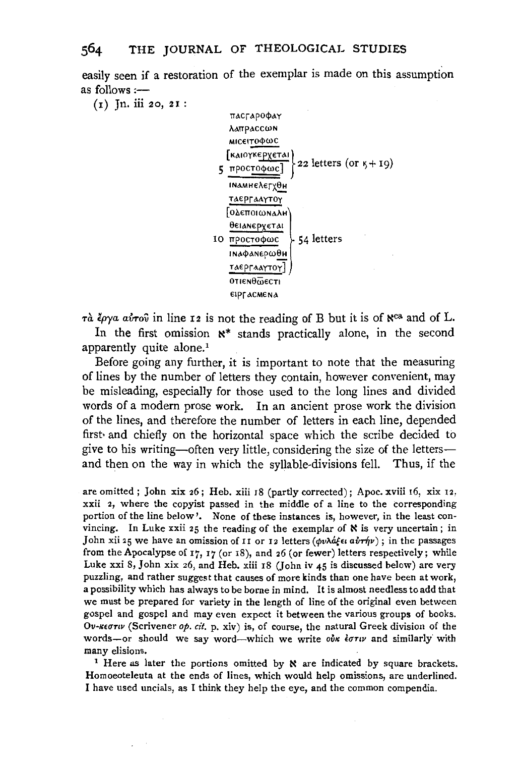easily seen if a restoration of the exemplar is made on this assumption as follows :—

(1) Jn. iii 20, 21 :

```
    ΠΑϹΓΑΡΟΦΑΥ
    ΛΑΠΡΑϹϹΩΝ
    ΜΙϹΕΙΤΟΦΩϹ
    [ΚΑΙΟΥΚΕΡΧΕΤΑΙ  }
 5   ΠΡΟϹΤΟΦΩϹ]     } 22 letters (or ϛ + 19)
    ΙΝΑΜΗΕΛΕΓΧΘΗ
    ΤΑΕΡΓΑΑΥΤΟΥ
    [ΟΔΕΠΟΙΩΝΑΛΗ    }
    ΘΕΙΑΝΕΡΧΕΤΑΙ    }
10   ΠΡΟϹΤΟΦΩϹ      } 54 letters
    ΙΝΑΦΑΝΕΡΩΘΗ     }
    ΤΑΕΡΓΑΑΥΤΟΥ]    }
    ΟΤΙΕΝΘΩΕϹΤΙ
    ΕΙΡΓΑϹΜΕΝΑ
```

τὰ ἔργα αὐτοῦ in line 12 is not the reading of B but it is of ℵ[ca] and of L.

In the first omission ℵ* stands practically alone, in the second apparently quite alone.[1]

Before going any further, it is important to note that the measuring of lines by the number of letters they contain, however convenient, may be misleading, especially for those used to the long lines and divided words of a modern prose work. In an ancient prose work the division of the lines, and therefore the number of letters in each line, depended first and chiefly on the horizontal space which the scribe decided to give to his writing—often very little, considering the size of the letters—and then on the way in which the syllable-divisions fell. Thus, if the

are omitted; John xix 26; Heb. xiii 18 (partly corrected); Apoc. xviii 16, xix 12, xxii 2, where the copyist passed in the middle of a line to the corresponding portion of the line below'. None of these instances is, however, in the least convincing. In Luke xxii 25 the reading of the exemplar of ℵ is very uncertain; in John xii 25 we have an omission of 11 or 12 letters (φυλάξει αὐτήν); in the passages from the Apocalypse of 17, 17 (or 18), and 26 (or fewer) letters respectively; while Luke xxi 8, John xix 26, and Heb. xiii 18 (John iv 45 is discussed below) are very puzzling, and rather suggest that causes of more kinds than one have been at work, a possibility which has always to be borne in mind. It is almost needless to add that we must be prepared for variety in the length of line of the original even between gospel and gospel and may even expect it between the various groups of books. Ου-κεστιν (Scrivener *op. cit.* p. xiv) is, of course, the natural Greek division of the words—or should we say word—which we write οὐκ ἔστιν and similarly with many elisions.

[1] Here as later the portions omitted by ℵ are indicated by square brackets. Homoeoteleuta at the ends of lines, which would help omissions, are underlined. I have used uncials, as I think they help the eye, and the common compendia.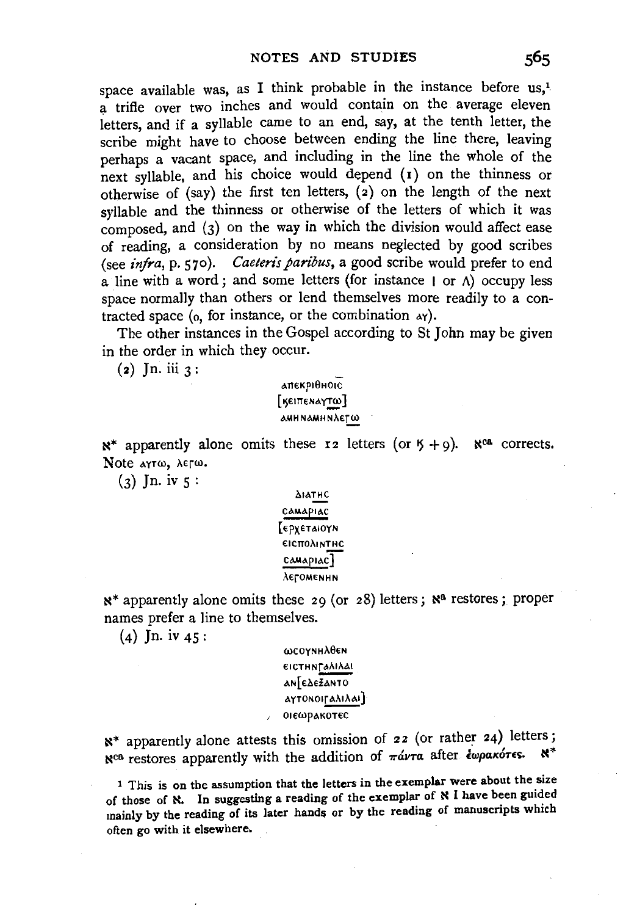space available was, as I think probable in the instance before us,[1] a trifle over two inches and would contain on the average eleven letters, and if a syllable came to an end, say, at the tenth letter, the scribe might have to choose between ending the line there, leaving perhaps a vacant space, and including in the line the whole of the next syllable, and his choice would depend (1) on the thinness or otherwise of (say) the first ten letters, (2) on the length of the next syllable and the thinness or otherwise of the letters of which it was composed, and (3) on the way in which the division would affect ease of reading, a consideration by no means neglected by good scribes (see *infra*, p. 570). *Caeteris paribus*, a good scribe would prefer to end a line with a word; and some letters (for instance Ι or Λ) occupy less space normally than others or lend themselves more readily to a contracted space (ο, for instance, or the combination ΑΥ).

The other instances in the Gospel according to St John may be given in the order in which they occur.

(2) Jn. iii 3:

ΑΠΕΚΡΙΘΗΟΙC
[ΚΕΙΠΕΝΑΥΤΩ]
ΑΜΗΝΑΜΗΝΛΕΓΩ

ℵ* apparently alone omits these 12 letters (or ϛ + 9). ℵ[ca] corrects. Note ΑΥΤΩ, ΛΕΓΩ.

(3) Jn. iv 5:

ΔΙΑΤΗC
CΑΜΑΡΙΑC
[ΕΡΧΕΤΑΙΟΥΝ
ΕΙCΠΟΛΙΝΤΗC
CΑΜΑΡΙΑC]
ΛΕΓΟΜΕΝΗΝ

ℵ* apparently alone omits these 29 (or 28) letters; ℵ[a] restores; proper names prefer a line to themselves.

(4) Jn. iv 45:

ΩCΟΥΝΗΛΘΕΝ
ΕΙCΤΗΝΓΑΛΙΛΑΙ
ΑΝ[ΕΔΕΞΑΝΤΟ
ΑΥΤΟΝΟΙΓΑΛΙΛΑΙ]
ΟΙΕΩΡΑΚΟΤΕC

ℵ* apparently alone attests this omission of 22 (or rather 24) letters; ℵ[ca] restores apparently with the addition of πάντα after ἑωρακότες. ℵ*

[1] This is on the assumption that the letters in the exemplar were about the size of those of ℵ. In suggesting a reading of the exemplar of ℵ I have been guided mainly by the reading of its later hands or by the reading of manuscripts which often go with it elsewhere.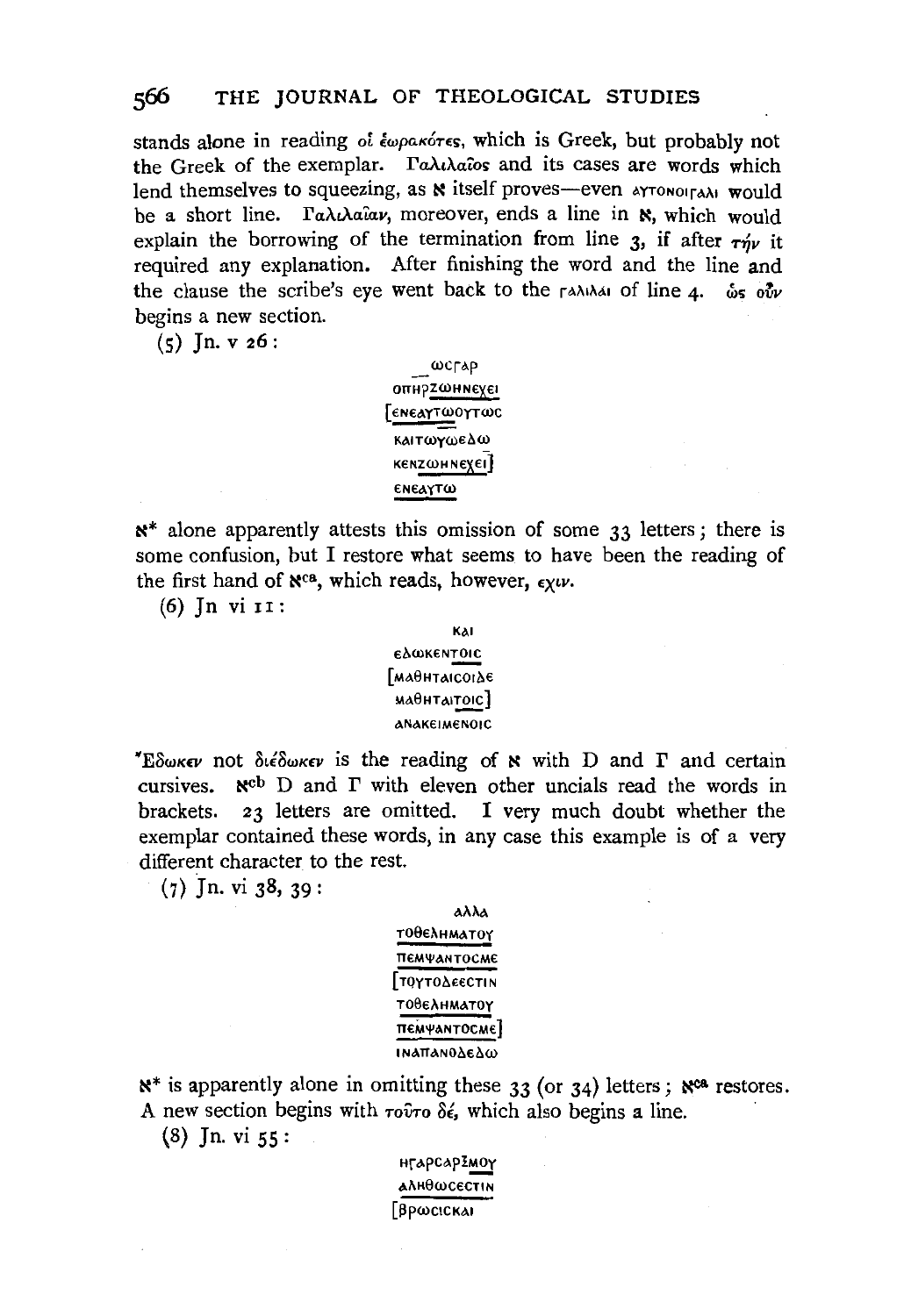stands alone in reading οἱ ἑωρακότες, which is Greek, but probably not the Greek of the exemplar. Γαλιλαῖος and its cases are words which lend themselves to squeezing, as ℵ itself proves—even αυτονοιγαλι would be a short line. Γαλιλαίαν, moreover, ends a line in ℵ, which would explain the borrowing of the termination from line 3, if after τήν it required any explanation. After finishing the word and the line and the clause the scribe's eye went back to the γαλιλαι of line 4. ὡς οὖν begins a new section.

(5) Jn. v 26:

```
    ωϲγαρ
  οπηρζωηνεχει
 [ενεαυτωουτωϲ
  καιτωυωεδω
  κενζωηνεχει]
  ενεαυτω
```

ℵ* alone apparently attests this omission of some 33 letters; there is some confusion, but I restore what seems to have been the reading of the first hand of ℵ$^{ca}$, which reads, however, εχιν.

(6) Jn vi 11:

```
      και
  εδωκεντοιϲ
 [μαθηταιϲοιδε
  μαθηταιτοιϲ]
  ανακειμενοιϲ
```

Ἔδωκεν not διέδωκεν is the reading of ℵ with D and Γ and certain cursives. ℵ$^{cb}$ D and Γ with eleven other uncials read the words in brackets. 23 letters are omitted. I very much doubt whether the exemplar contained these words, in any case this example is of a very different character to the rest.

(7) Jn. vi 38, 39:

```
      αλλα
  τοθεληματου
  πεμψαντοϲμε
 [τουτοδεεϲτιν
  τοθεληματου
  πεμψαντοϲμε]
  ιναπανοδεδω
```

ℵ* is apparently alone in omitting these 33 (or 34) letters; ℵ$^{ca}$ restores. A new section begins with τοῦτο δέ, which also begins a line.

(8) Jn. vi 55:

```
  ηγαρϲαρξμου
  αληθωϲεϲτιν
 [βρωϲιϲκαι
```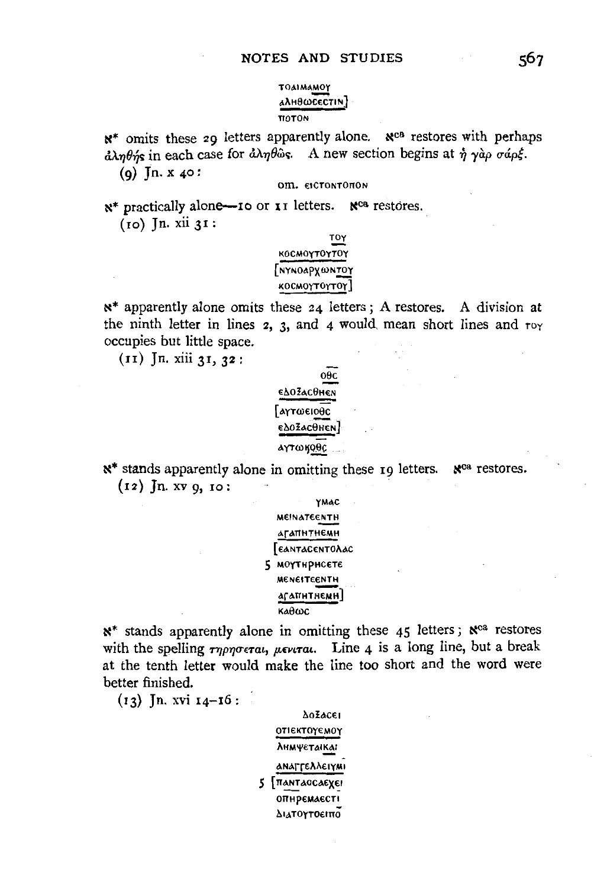ΤΟΑΙΜΑΜΟΥ
ΑΛΗΘΩϹΕϹΤΙΝ]
ΠΟΤΟΝ

ℵ* omits these 29 letters apparently alone. ℵ^ca restores with perhaps ἀληθής in each case for ἀληθῶς. A new section begins at ἡ γὰρ σάρξ.

(9) Jn. x 40:

om. ΕΙϹΤΟΝΤΟΠΟΝ

ℵ* practically alone—10 or 11 letters. ℵ^ca restores.

(10) Jn. xii 31:

ΤΟΥ
ΚΟϹΜΟΥΤΟΥΤΟΥ
[ΝΥΝΟΑΡΧΩΝΤΟΥ
ΚΟϹΜΟΥΤΟΥΤΟΥ]

ℵ* apparently alone omits these 24 letters; A restores. A division at the ninth letter in lines 2, 3, and 4 would mean short lines and ΤΟΥ occupies but little space.

(11) Jn. xiii 31, 32:

ΘΘϹ
ΕΔΟΞΑϹΘΗΕΝ
[ΑΥΤΩΕΙΘΘϹ
ΕΔΟΞΑϹΘΗΕΝ]
ΑΥΤΩΚΘΘϹ ....

ℵ* stands apparently alone in omitting these 19 letters. ℵ^ca restores.

(12) Jn. xv 9, 10:

ΥΜΑϹ
ΜΕΙΝΑΤΕΕΝΤΗ
ΑΓΑΠΗΤΗΕΜΗ
[ΕΑΝΤΑϹΕΝΤΟΛΑϹ
5 ΜΟΥΤΗΡΗϹΕΤΕ
ΜΕΝΕΙΤΕΕΝΤΗ
ΑΓΑΠΗΤΗΕΜΗ]
ΚΑΘΩϹ

ℵ* stands apparently alone in omitting these 45 letters; ℵ^ca restores with the spelling τηρησεται, μενιται. Line 4 is a long line, but a break at the tenth letter would make the line too short and the word were better finished.

(13) Jn. xvi 14–16:

ΔΟΞΑϹΕΙ
ΟΤΙΕΚΤΟΥΕΜΟΥ
ΛΗΜΨΕΤΑΙΚΑΙ
ΑΝΑΓΓΕΛΛΕΙΥΜΙ
5 [ΠΑΝΤΑΟϹΑΕΧΕΙ
ΟΠΗΡΕΜΑΕϹΤΙ
ΔΙΑΤΟΥΤΟΕΙΠΟ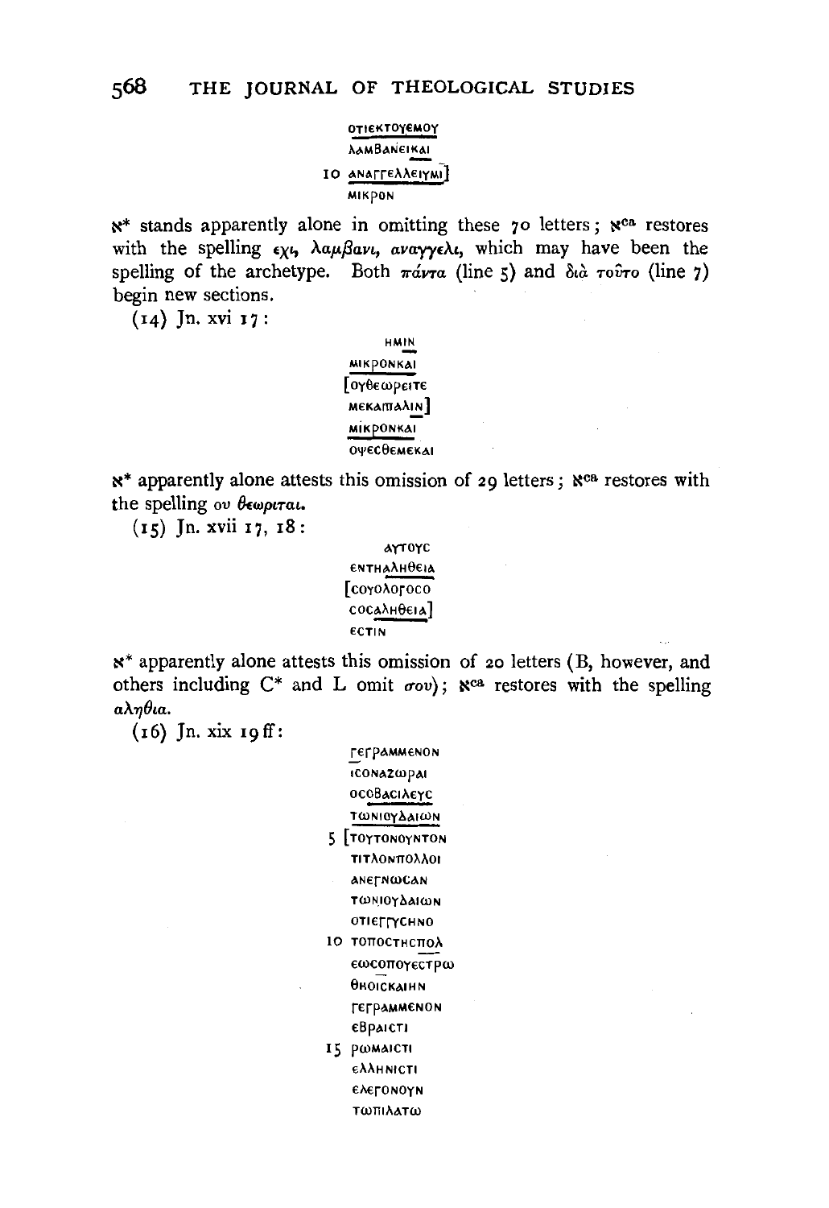```
    ΟΤΙΕΚΤΟΥΕΜΟΥ
    ΛΑΜΒΑΝΕΙΚΑΙ
10  ΑΝΑΓΓΕΛΛΕΙΥΜΙ]
    ΜΙΚΡΟΝ
```

ℵ* stands apparently alone in omitting these 70 letters; ℵ^ca restores with the spelling εχι, λαμβανι, αναγγελι, which may have been the spelling of the archetype. Both πάντα (line 5) and διὰ τοῦτο (line 7) begin new sections.

(14) Jn. xvi 17:

```
ΗΜΙΝ
ΜΙΚΡΟΝΚΑΙ
[ΟΥΘΕΩΡΕΙΤΕ
ΜΕΚΑΙΠΑΛΙΝ]
ΜΙΚΡΟΝΚΑΙ
ΟΨΕΣΘΕΜΕΚΑΙ
```

ℵ* apparently alone attests this omission of 29 letters; ℵ^ca restores with the spelling ου θεωριται.

(15) Jn. xvii 17, 18:

```
ΑΥΤΟΥΣ
ΕΝΤΗΑΛΗΘΕΙΑ
[ΣΟΥΟΛΟΓΟΣΟ
ΣΟΣΑΛΗΘΕΙΑ]
ΕΣΤΙΝ
```

ℵ* apparently alone attests this omission of 20 letters (B, however, and others including C* and L omit σου); ℵ^ca restores with the spelling αληθια.

(16) Jn. xix 19 ff:

```
    ΓΕΓΡΑΜΜΕΝΟΝ
    ΙΣΟΝΑΖΩΡΑΙ
    ΟΣΟΒΑΣΙΛΕΥΣ
    ΤΩΝΙΟΥΔΑΙΩΝ
5   [ΤΟΥΤΟΝΟΥΝΤΟΝ
    ΤΙΤΛΟΝΠΟΛΛΟΙ
    ΑΝΕΓΝΩΣΑΝ
    ΤΩΝΙΟΥΔΑΙΩΝ
    ΟΤΙΕΓΓΥΣΗΝΟ
10  ΤΟΠΟΣΤΗΣΠΟΛ
    ΕΩΣΟΠΟΥΕΣΤΡΩ
    ΘΗΟΙΣΚΑΙΗΝ
    ΓΕΓΡΑΜΜΕΝΟΝ
    ΕΒΡΑΙΣΤΙ
15  ΡΩΜΑΙΣΤΙ
    ΕΛΛΗΝΙΣΤΙ
    ΕΛΕΓΟΝΟΥΝ
    ΤΩΠΙΛΑΤΩ
```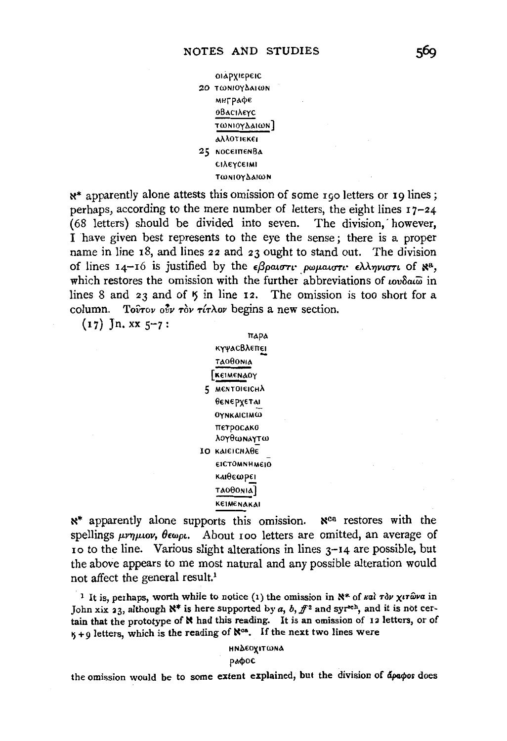```
   ΟΙΑΡΧΙΕΡΕΙϹ
20 ΤΩΝΙΟΥΔΑΙΩΝ
   ΜΗΓΡΑΦΕ
   ΟΒΑϹΙΛΕΥϹ
   ΤΩΝΙΟΥΔΑΙΩΝ]
   ΑΛΛΟΤΙΕΚΕΙ
25 ΝΟϹΕΙΠΕΝΒΑ
   ϹΙΛΕΥϹΕΙΜΙ
   ΤΩΝΙΟΥΔΑΙΩΝ
```

ℵ* apparently alone attests this omission of some 190 letters or 19 lines; perhaps, according to the mere number of letters, the eight lines 17–24 (68 letters) should be divided into seven. The division, however, I have given best represents to the eye the sense; there is a proper name in line 18, and lines 22 and 23 ought to stand out. The division of lines 14–16 is justified by the *εβραιστι· ρωμαιστι· ελληνιστι* of ℵ[a], which restores the omission with the further abbreviations of *ιουδαιω̅* in lines 8 and 23 and of ϗ in line 12. The omission is too short for a column. *Τοῦτον οὖν τὸν τίτλον* begins a new section.

(17) Jn. xx 5–7:

```
   ΠΑΡΑ
   ΚΥΨΑϹΒΛΕΠΕΙ
   ΤΑΟΘΟΝΙΑ
   [ΚΕΙΜΕΝΑΟΥ
5  ΜΕΝΤΟΙΕΙϹΗΛ
   ΘΕΝΕΡΧΕΤΑΙ
   ΟΥΝΚΑΙϹΙΜΩ
   ΠΕΤΡΟϹΑΚΟ
   ΛΟΥΘΩΝΑΥΤΩ
10 ΚΑΙΕΙϹΗΛΘΕ
   ΕΙϹΤΟΜΝΗΜΕΙΟ
   ΚΑΙΘΕΩΡΕΙ
   ΤΑΟΘΟΝΙΑ]
   ΚΕΙΜΕΝΑΚΑΙ
```

ℵ* apparently alone supports this omission. ℵ[ca] restores with the spellings *μνημιον*, *θεωρι*. About 100 letters are omitted, an average of 10 to the line. Various slight alterations in lines 3–14 are possible, but the above appears to me most natural and any possible alteration would not affect the general result.[1]

[1] It is, perhaps, worth while to notice (1) the omission in ℵ* of *καὶ τὸν χιτῶνα* in John xix 23, although ℵ* is here supported by *a*, *b*, *ff*[2] and syr[sch], and it is not certain that the prototype of ℵ had this reading. It is an omission of 12 letters, or of ϗ + 9 letters, which is the reading of ℵ[ca]. If the next two lines were

```
ΗΝΔΕΟΧΙΤΩΝΑ
ΡΑΦΟϹ
```

the omission would be to some extent explained, but the division of *ἄραφος* does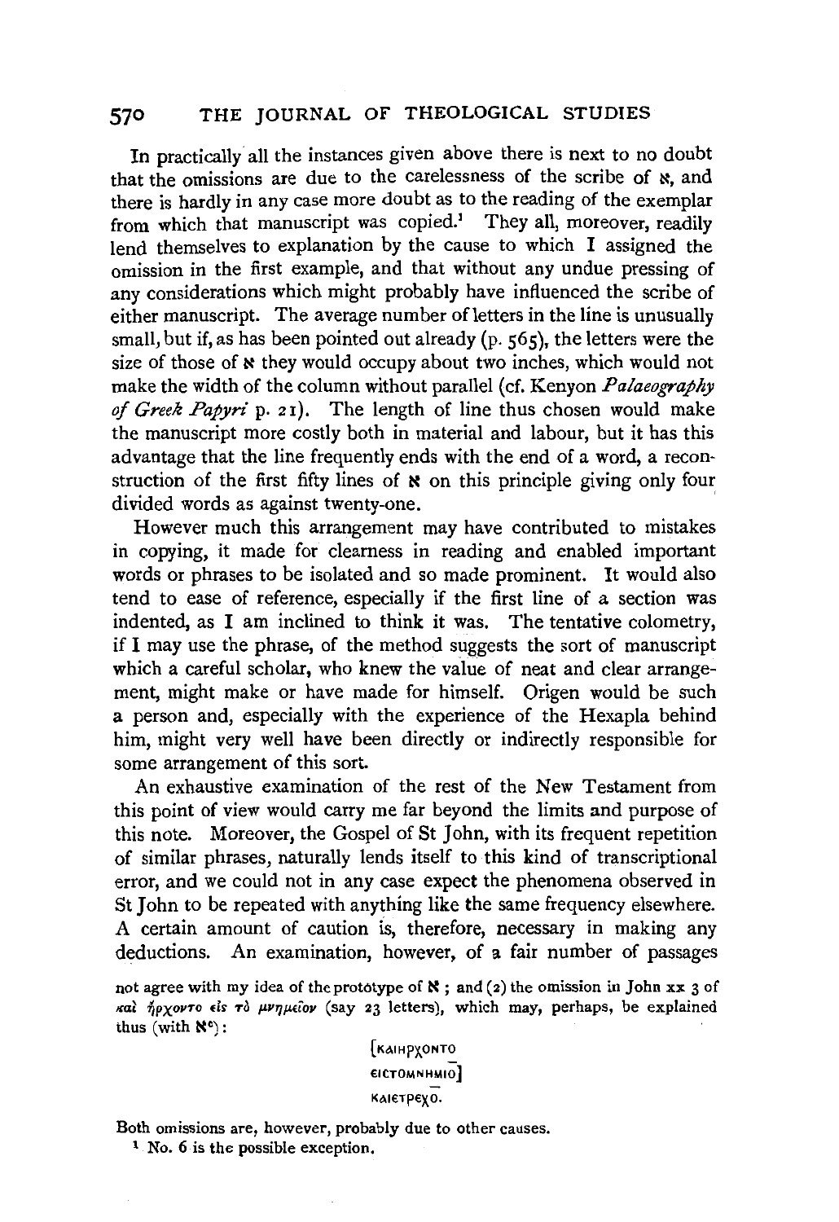In practically all the instances given above there is next to no doubt that the omissions are due to the carelessness of the scribe of א, and there is hardly in any case more doubt as to the reading of the exemplar from which that manuscript was copied.[1] They all, moreover, readily lend themselves to explanation by the cause to which I assigned the omission in the first example, and that without any undue pressing of any considerations which might probably have influenced the scribe of either manuscript. The average number of letters in the line is unusually small, but if, as has been pointed out already (p. 565), the letters were the size of those of א they would occupy about two inches, which would not make the width of the column without parallel (cf. Kenyon *Palaeography of Greek Papyri* p. 21). The length of line thus chosen would make the manuscript more costly both in material and labour, but it has this advantage that the line frequently ends with the end of a word, a reconstruction of the first fifty lines of א on this principle giving only four divided words as against twenty-one.

However much this arrangement may have contributed to mistakes in copying, it made for clearness in reading and enabled important words or phrases to be isolated and so made prominent. It would also tend to ease of reference, especially if the first line of a section was indented, as I am inclined to think it was. The tentative colometry, if I may use the phrase, of the method suggests the sort of manuscript which a careful scholar, who knew the value of neat and clear arrangement, might make or have made for himself. Origen would be such a person and, especially with the experience of the Hexapla behind him, might very well have been directly or indirectly responsible for some arrangement of this sort.

An exhaustive examination of the rest of the New Testament from this point of view would carry me far beyond the limits and purpose of this note. Moreover, the Gospel of St John, with its frequent repetition of similar phrases, naturally lends itself to this kind of transcriptional error, and we could not in any case expect the phenomena observed in St John to be repeated with anything like the same frequency elsewhere. A certain amount of caution is, therefore, necessary in making any deductions. An examination, however, of a fair number of passages

not agree with my idea of the prototype of א; and (2) the omission in John xx 3 of *καὶ ἤρχοντο εἰς τὸ μνημεῖον* (say 23 letters), which may, perhaps, be explained thus (with א[c]):

[ΚΑΙΗΡΧΟΝΤΟ
ΕΙCΤΟΜΝΗΜΙΟ]
ΚΑΙΕΤΡΕΧΟ.

Both omissions are, however, probably due to other causes.

[1] No. 6 is the possible exception.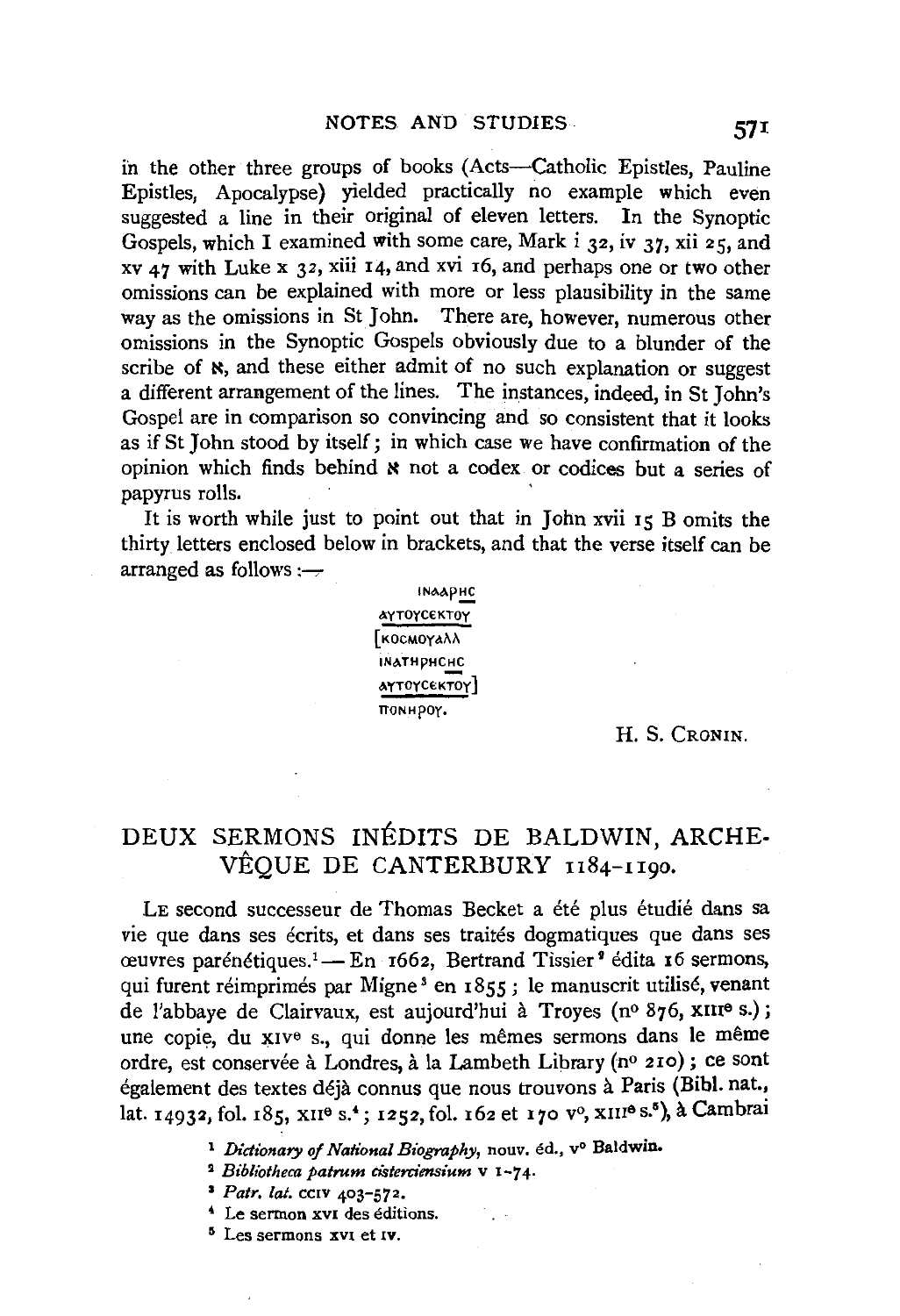in the other three groups of books (Acts—Catholic Epistles, Pauline Epistles, Apocalypse) yielded practically no example which even suggested a line in their original of eleven letters. In the Synoptic Gospels, which I examined with some care, Mark i 32, iv 37, xii 25, and xv 47 with Luke x 32, xiii 14, and xvi 16, and perhaps one or two other omissions can be explained with more or less plausibility in the same way as the omissions in St John. There are, however, numerous other omissions in the Synoptic Gospels obviously due to a blunder of the scribe of ℵ, and these either admit of no such explanation or suggest a different arrangement of the lines. The instances, indeed, in St John's Gospel are in comparison so convincing and so consistent that it looks as if St John stood by itself; in which case we have confirmation of the opinion which finds behind ℵ not a codex or codices but a series of papyrus rolls.

It is worth while just to point out that in John xvii 15 B omits the thirty letters enclosed below in brackets, and that the verse itself can be arranged as follows:—

ΙΝΑΑΡΗC  
ΑΥΤΟΥCΕΚΤΟΥ  
[ΚΟCΜΟΥΑΛΛ  
ΙΝΑΤΗΡΗCΗC  
ΑΥΤΟΥCΕΚΤΟΥ]  
ΠΟΝΗΡΟΥ.

H. S. Cronin.

## DEUX SERMONS INÉDITS DE BALDWIN, ARCHEVÊQUE DE CANTERBURY 1184-1190.

Le second successeur de Thomas Becket a été plus étudié dans sa vie que dans ses écrits, et dans ses traités dogmatiques que dans ses œuvres parénétiques.[1] — En 1662, Bertrand Tissier[2] édita 16 sermons, qui furent réimprimés par Migne[3] en 1855; le manuscrit utilisé, venant de l'abbaye de Clairvaux, est aujourd'hui à Troyes (n° 876, XIII[e] s.); une copie, du XIV[e] s., qui donne les mêmes sermons dans le même ordre, est conservée à Londres, à la Lambeth Library (n° 210); ce sont également des textes déjà connus que nous trouvons à Paris (Bibl. nat., lat. 14932, fol. 185, XII[e] s.[4]; 1252, fol. 162 et 170 v°, XIII[e] s.[5]), à Cambrai

[1] *Dictionary of National Biography*, nouv. éd., v° Baldwin.

[2] *Bibliotheca patrum cisterciensium* v 1-74.

[3] *Patr. lat.* CCIV 403-572.

[4] Le sermon XVI des éditions.

[5] Les sermons XVI et IV.